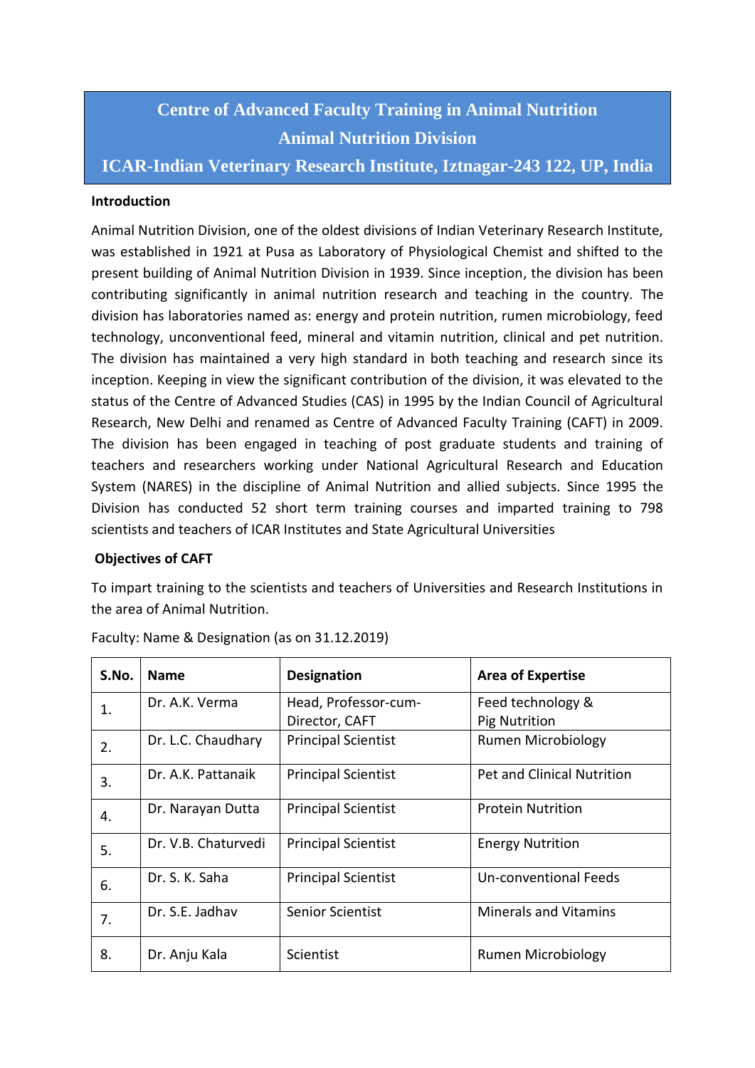# Centre of Advanced Faculty Training in Animal Nutrition
# Animal Nutrition Division
# ICAR-Indian Veterinary Research Institute, Iztnagar-243 122, UP, India

**Introduction**

Animal Nutrition Division, one of the oldest divisions of Indian Veterinary Research Institute, was established in 1921 at Pusa as Laboratory of Physiological Chemist and shifted to the present building of Animal Nutrition Division in 1939. Since inception, the division has been contributing significantly in animal nutrition research and teaching in the country. The division has laboratories named as: energy and protein nutrition, rumen microbiology, feed technology, unconventional feed, mineral and vitamin nutrition, clinical and pet nutrition. The division has maintained a very high standard in both teaching and research since its inception. Keeping in view the significant contribution of the division, it was elevated to the status of the Centre of Advanced Studies (CAS) in 1995 by the Indian Council of Agricultural Research, New Delhi and renamed as Centre of Advanced Faculty Training (CAFT) in 2009. The division has been engaged in teaching of post graduate students and training of teachers and researchers working under National Agricultural Research and Education System (NARES) in the discipline of Animal Nutrition and allied subjects. Since 1995 the Division has conducted 52 short term training courses and imparted training to 798 scientists and teachers of ICAR Institutes and State Agricultural Universities

**Objectives of CAFT**

To impart training to the scientists and teachers of Universities and Research Institutions in the area of Animal Nutrition.

Faculty: Name & Designation (as on 31.12.2019)

| S.No. | Name | Designation | Area of Expertise |
|---|---|---|---|
| 1. | Dr. A.K. Verma | Head, Professor-cum-Director, CAFT | Feed technology & Pig Nutrition |
| 2. | Dr. L.C. Chaudhary | Principal Scientist | Rumen Microbiology |
| 3. | Dr. A.K. Pattanaik | Principal Scientist | Pet and Clinical Nutrition |
| 4. | Dr. Narayan Dutta | Principal Scientist | Protein Nutrition |
| 5. | Dr. V.B. Chaturvedi | Principal Scientist | Energy Nutrition |
| 6. | Dr. S. K. Saha | Principal Scientist | Un-conventional Feeds |
| 7. | Dr. S.E. Jadhav | Senior Scientist | Minerals and Vitamins |
| 8. | Dr. Anju Kala | Scientist | Rumen Microbiology |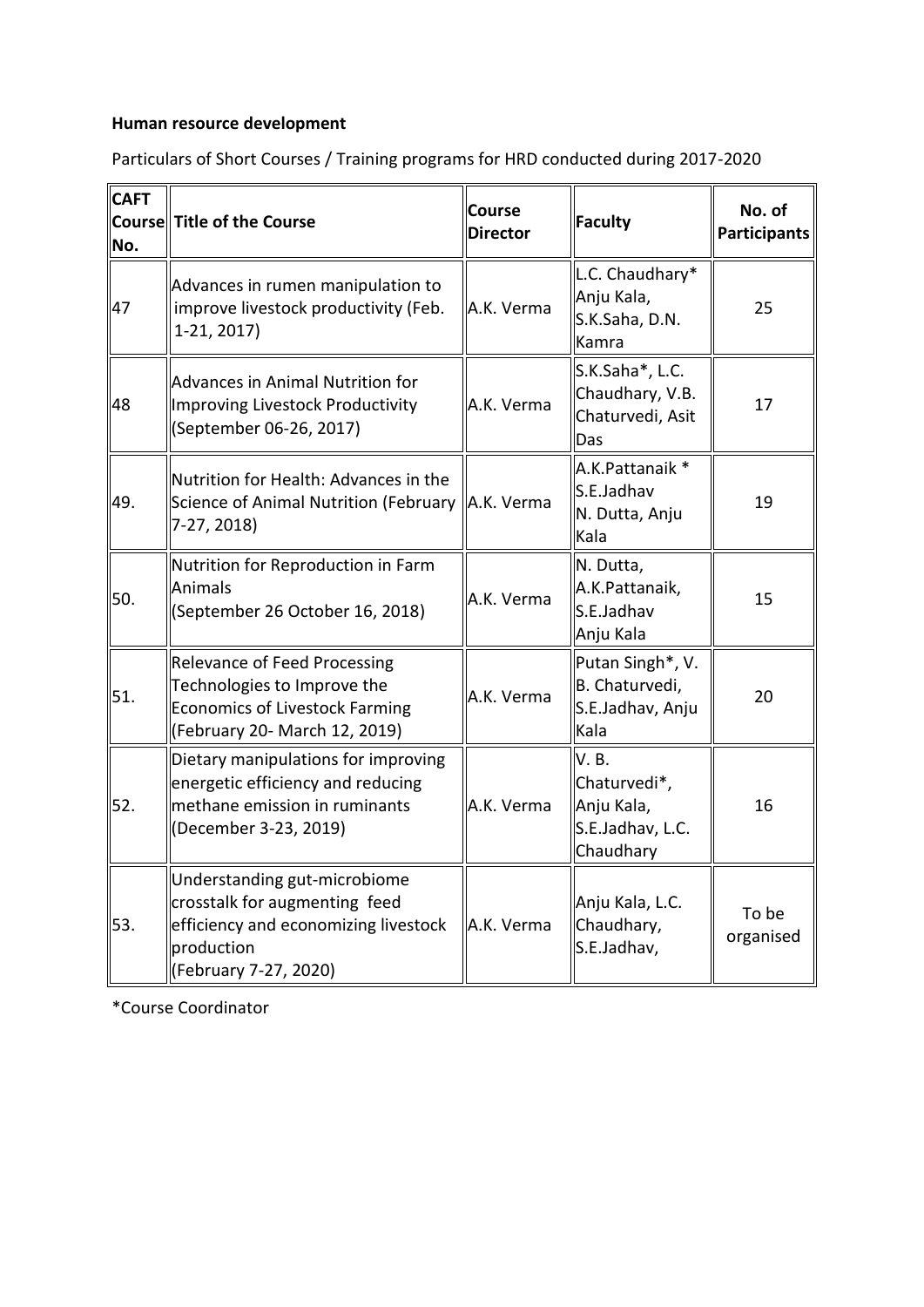**Human resource development**

Particulars of Short Courses / Training programs for HRD conducted during 2017-2020

| CAFT Course No. | Title of the Course | Course Director | Faculty | No. of Participants |
|---|---|---|---|---|
| 47 | Advances in rumen manipulation to improve livestock productivity (Feb. 1-21, 2017) | A.K. Verma | L.C. Chaudhary* Anju Kala, S.K.Saha, D.N. Kamra | 25 |
| 48 | Advances in Animal Nutrition for Improving Livestock Productivity (September 06-26, 2017) | A.K. Verma | S.K.Saha*, L.C. Chaudhary, V.B. Chaturvedi, Asit Das | 17 |
| 49. | Nutrition for Health: Advances in the Science of Animal Nutrition (February 7-27, 2018) | A.K. Verma | A.K.Pattanaik * S.E.Jadhav N. Dutta, Anju Kala | 19 |
| 50. | Nutrition for Reproduction in Farm Animals (September 26 October 16, 2018) | A.K. Verma | N. Dutta, A.K.Pattanaik, S.E.Jadhav Anju Kala | 15 |
| 51. | Relevance of Feed Processing Technologies to Improve the Economics of Livestock Farming (February 20- March 12, 2019) | A.K. Verma | Putan Singh*, V. B. Chaturvedi, S.E.Jadhav, Anju Kala | 20 |
| 52. | Dietary manipulations for improving energetic efficiency and reducing methane emission in ruminants (December 3-23, 2019) | A.K. Verma | V. B. Chaturvedi*, Anju Kala, S.E.Jadhav, L.C. Chaudhary | 16 |
| 53. | Understanding gut-microbiome crosstalk for augmenting feed efficiency and economizing livestock production (February 7-27, 2020) | A.K. Verma | Anju Kala, L.C. Chaudhary, S.E.Jadhav, | To be organised |

*Course Coordinator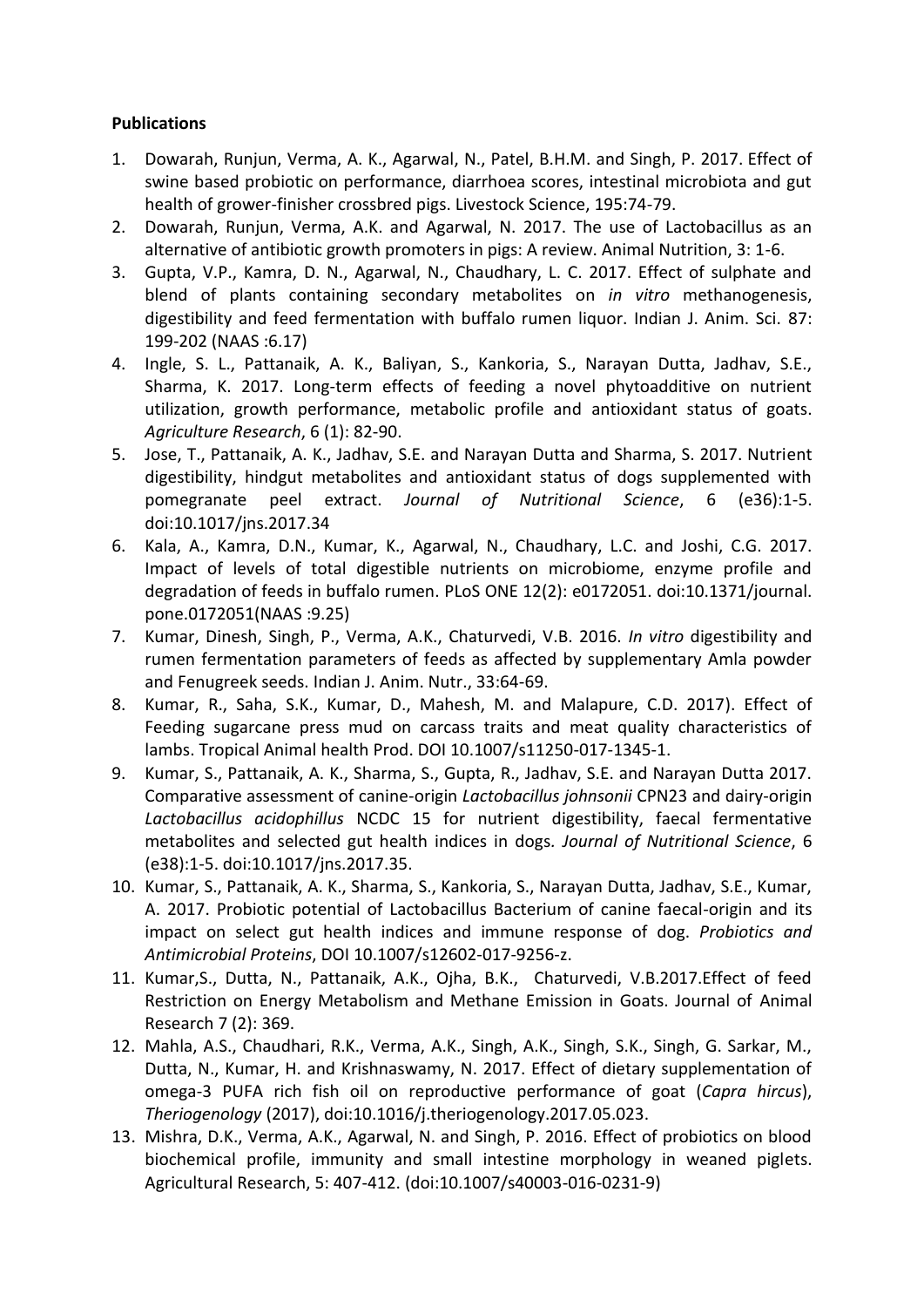**Publications**

1. Dowarah, Runjun, Verma, A. K., Agarwal, N., Patel, B.H.M. and Singh, P. 2017. Effect of swine based probiotic on performance, diarrhoea scores, intestinal microbiota and gut health of grower-finisher crossbred pigs. Livestock Science, 195:74-79.
2. Dowarah, Runjun, Verma, A.K. and Agarwal, N. 2017. The use of Lactobacillus as an alternative of antibiotic growth promoters in pigs: A review. Animal Nutrition, 3: 1-6.
3. Gupta, V.P., Kamra, D. N., Agarwal, N., Chaudhary, L. C. 2017. Effect of sulphate and blend of plants containing secondary metabolites on *in vitro* methanogenesis, digestibility and feed fermentation with buffalo rumen liquor. Indian J. Anim. Sci. 87: 199-202 (NAAS :6.17)
4. Ingle, S. L., Pattanaik, A. K., Baliyan, S., Kankoria, S., Narayan Dutta, Jadhav, S.E., Sharma, K. 2017. Long-term effects of feeding a novel phytoadditive on nutrient utilization, growth performance, metabolic profile and antioxidant status of goats. *Agriculture Research*, 6 (1): 82-90.
5. Jose, T., Pattanaik, A. K., Jadhav, S.E. and Narayan Dutta and Sharma, S. 2017. Nutrient digestibility, hindgut metabolites and antioxidant status of dogs supplemented with pomegranate peel extract. *Journal of Nutritional Science*, 6 (e36):1-5. doi:10.1017/jns.2017.34
6. Kala, A., Kamra, D.N., Kumar, K., Agarwal, N., Chaudhary, L.C. and Joshi, C.G. 2017. Impact of levels of total digestible nutrients on microbiome, enzyme profile and degradation of feeds in buffalo rumen. PLoS ONE 12(2): e0172051. doi:10.1371/journal. pone.0172051(NAAS :9.25)
7. Kumar, Dinesh, Singh, P., Verma, A.K., Chaturvedi, V.B. 2016. *In vitro* digestibility and rumen fermentation parameters of feeds as affected by supplementary Amla powder and Fenugreek seeds. Indian J. Anim. Nutr., 33:64-69.
8. Kumar, R., Saha, S.K., Kumar, D., Mahesh, M. and Malapure, C.D. 2017). Effect of Feeding sugarcane press mud on carcass traits and meat quality characteristics of lambs. Tropical Animal health Prod. DOI 10.1007/s11250-017-1345-1.
9. Kumar, S., Pattanaik, A. K., Sharma, S., Gupta, R., Jadhav, S.E. and Narayan Dutta 2017. Comparative assessment of canine-origin *Lactobacillus johnsonii* CPN23 and dairy-origin *Lactobacillus acidophillus* NCDC 15 for nutrient digestibility, faecal fermentative metabolites and selected gut health indices in dogs. *Journal of Nutritional Science*, 6 (e38):1-5. doi:10.1017/jns.2017.35.
10. Kumar, S., Pattanaik, A. K., Sharma, S., Kankoria, S., Narayan Dutta, Jadhav, S.E., Kumar, A. 2017. Probiotic potential of Lactobacillus Bacterium of canine faecal-origin and its impact on select gut health indices and immune response of dog. *Probiotics and Antimicrobial Proteins*, DOI 10.1007/s12602-017-9256-z.
11. Kumar,S., Dutta, N., Pattanaik, A.K., Ojha, B.K., Chaturvedi, V.B.2017.Effect of feed Restriction on Energy Metabolism and Methane Emission in Goats. Journal of Animal Research 7 (2): 369.
12. Mahla, A.S., Chaudhari, R.K., Verma, A.K., Singh, A.K., Singh, S.K., Singh, G. Sarkar, M., Dutta, N., Kumar, H. and Krishnaswamy, N. 2017. Effect of dietary supplementation of omega-3 PUFA rich fish oil on reproductive performance of goat (*Capra hircus*), *Theriogenology* (2017), doi:10.1016/j.theriogenology.2017.05.023.
13. Mishra, D.K., Verma, A.K., Agarwal, N. and Singh, P. 2016. Effect of probiotics on blood biochemical profile, immunity and small intestine morphology in weaned piglets. Agricultural Research, 5: 407-412. (doi:10.1007/s40003-016-0231-9)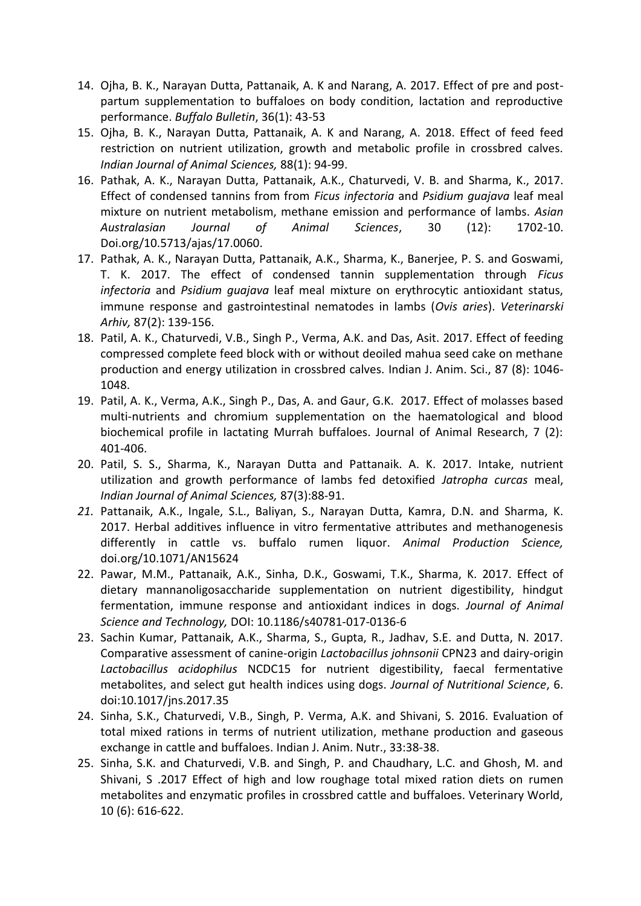14. Ojha, B. K., Narayan Dutta, Pattanaik, A. K and Narang, A. 2017. Effect of pre and post-partum supplementation to buffaloes on body condition, lactation and reproductive performance. *Buffalo Bulletin*, 36(1): 43-53
15. Ojha, B. K., Narayan Dutta, Pattanaik, A. K and Narang, A. 2018. Effect of feed feed restriction on nutrient utilization, growth and metabolic profile in crossbred calves. *Indian Journal of Animal Sciences,* 88(1): 94-99.
16. Pathak, A. K., Narayan Dutta, Pattanaik, A.K., Chaturvedi, V. B. and Sharma, K., 2017. Effect of condensed tannins from from *Ficus infectoria* and *Psidium guajava* leaf meal mixture on nutrient metabolism, methane emission and performance of lambs. *Asian Australasian Journal of Animal Sciences*, 30 (12): 1702-10. Doi.org/10.5713/ajas/17.0060.
17. Pathak, A. K., Narayan Dutta, Pattanaik, A.K., Sharma, K., Banerjee, P. S. and Goswami, T. K. 2017. The effect of condensed tannin supplementation through *Ficus infectoria* and *Psidium guajava* leaf meal mixture on erythrocytic antioxidant status, immune response and gastrointestinal nematodes in lambs (*Ovis aries*). *Veterinarski Arhiv,* 87(2): 139-156.
18. Patil, A. K., Chaturvedi, V.B., Singh P., Verma, A.K. and Das, Asit. 2017. Effect of feeding compressed complete feed block with or without deoiled mahua seed cake on methane production and energy utilization in crossbred calves. Indian J. Anim. Sci., 87 (8): 1046-1048.
19. Patil, A. K., Verma, A.K., Singh P., Das, A. and Gaur, G.K. 2017. Effect of molasses based multi-nutrients and chromium supplementation on the haematological and blood biochemical profile in lactating Murrah buffaloes. Journal of Animal Research, 7 (2): 401-406.
20. Patil, S. S., Sharma, K., Narayan Dutta and Pattanaik. A. K. 2017. Intake, nutrient utilization and growth performance of lambs fed detoxified *Jatropha curcas* meal, *Indian Journal of Animal Sciences,* 87(3):88-91.
21. Pattanaik, A.K., Ingale, S.L., Baliyan, S., Narayan Dutta, Kamra, D.N. and Sharma, K. 2017. Herbal additives influence in vitro fermentative attributes and methanogenesis differently in cattle vs. buffalo rumen liquor. *Animal Production Science,* doi.org/10.1071/AN15624
22. Pawar, M.M., Pattanaik, A.K., Sinha, D.K., Goswami, T.K., Sharma, K. 2017. Effect of dietary mannanoligosaccharide supplementation on nutrient digestibility, hindgut fermentation, immune response and antioxidant indices in dogs. *Journal of Animal Science and Technology,* DOI: 10.1186/s40781-017-0136-6
23. Sachin Kumar, Pattanaik, A.K., Sharma, S., Gupta, R., Jadhav, S.E. and Dutta, N. 2017. Comparative assessment of canine-origin *Lactobacillus johnsonii* CPN23 and dairy-origin *Lactobacillus acidophilus* NCDC15 for nutrient digestibility, faecal fermentative metabolites, and select gut health indices using dogs. *Journal of Nutritional Science*, 6. doi:10.1017/jns.2017.35
24. Sinha, S.K., Chaturvedi, V.B., Singh, P. Verma, A.K. and Shivani, S. 2016. Evaluation of total mixed rations in terms of nutrient utilization, methane production and gaseous exchange in cattle and buffaloes. Indian J. Anim. Nutr., 33:38-38.
25. Sinha, S.K. and Chaturvedi, V.B. and Singh, P. and Chaudhary, L.C. and Ghosh, M. and Shivani, S .2017 Effect of high and low roughage total mixed ration diets on rumen metabolites and enzymatic profiles in crossbred cattle and buffaloes. Veterinary World, 10 (6): 616-622.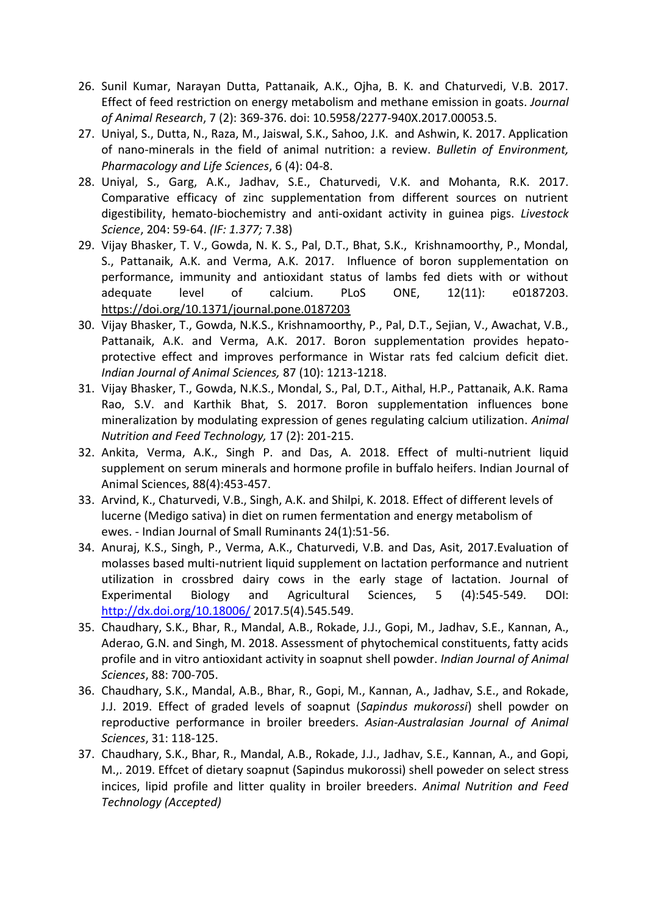26. Sunil Kumar, Narayan Dutta, Pattanaik, A.K., Ojha, B. K. and Chaturvedi, V.B. 2017. Effect of feed restriction on energy metabolism and methane emission in goats. *Journal of Animal Research*, 7 (2): 369-376. doi: 10.5958/2277-940X.2017.00053.5.
27. Uniyal, S., Dutta, N., Raza, M., Jaiswal, S.K., Sahoo, J.K. and Ashwin, K. 2017. Application of nano-minerals in the field of animal nutrition: a review. *Bulletin of Environment, Pharmacology and Life Sciences*, 6 (4): 04-8.
28. Uniyal, S., Garg, A.K., Jadhav, S.E., Chaturvedi, V.K. and Mohanta, R.K. 2017. Comparative efficacy of zinc supplementation from different sources on nutrient digestibility, hemato-biochemistry and anti-oxidant activity in guinea pigs. *Livestock Science*, 204: 59-64. *(IF: 1.377;* 7.38)
29. Vijay Bhasker, T. V., Gowda, N. K. S., Pal, D.T., Bhat, S.K., Krishnamoorthy, P., Mondal, S., Pattanaik, A.K. and Verma, A.K. 2017. Influence of boron supplementation on performance, immunity and antioxidant status of lambs fed diets with or without adequate level of calcium. PLoS ONE, 12(11): e0187203. https://doi.org/10.1371/journal.pone.0187203
30. Vijay Bhasker, T., Gowda, N.K.S., Krishnamoorthy, P., Pal, D.T., Sejian, V., Awachat, V.B., Pattanaik, A.K. and Verma, A.K. 2017. Boron supplementation provides hepato-protective effect and improves performance in Wistar rats fed calcium deficit diet. *Indian Journal of Animal Sciences,* 87 (10): 1213-1218.
31. Vijay Bhasker, T., Gowda, N.K.S., Mondal, S., Pal, D.T., Aithal, H.P., Pattanaik, A.K. Rama Rao, S.V. and Karthik Bhat, S. 2017. Boron supplementation influences bone mineralization by modulating expression of genes regulating calcium utilization. *Animal Nutrition and Feed Technology,* 17 (2): 201-215.
32. Ankita, Verma, A.K., Singh P. and Das, A. 2018. Effect of multi-nutrient liquid supplement on serum minerals and hormone profile in buffalo heifers. Indian Journal of Animal Sciences, 88(4):453-457.
33. Arvind, K., Chaturvedi, V.B., Singh, A.K. and Shilpi, K. 2018. Effect of different levels of lucerne (Medigo sativa) in diet on rumen fermentation and energy metabolism of ewes. - Indian Journal of Small Ruminants 24(1):51-56.
34. Anuraj, K.S., Singh, P., Verma, A.K., Chaturvedi, V.B. and Das, Asit, 2017.Evaluation of molasses based multi-nutrient liquid supplement on lactation performance and nutrient utilization in crossbred dairy cows in the early stage of lactation. Journal of Experimental Biology and Agricultural Sciences, 5 (4):545-549. DOI: http://dx.doi.org/10.18006/ 2017.5(4).545.549.
35. Chaudhary, S.K., Bhar, R., Mandal, A.B., Rokade, J.J., Gopi, M., Jadhav, S.E., Kannan, A., Aderao, G.N. and Singh, M. 2018. Assessment of phytochemical constituents, fatty acids profile and in vitro antioxidant activity in soapnut shell powder. *Indian Journal of Animal Sciences*, 88: 700-705.
36. Chaudhary, S.K., Mandal, A.B., Bhar, R., Gopi, M., Kannan, A., Jadhav, S.E., and Rokade, J.J. 2019. Effect of graded levels of soapnut (*Sapindus mukorossi*) shell powder on reproductive performance in broiler breeders. *Asian-Australasian Journal of Animal Sciences*, 31: 118-125.
37. Chaudhary, S.K., Bhar, R., Mandal, A.B., Rokade, J.J., Jadhav, S.E., Kannan, A., and Gopi, M.,. 2019. Effcet of dietary soapnut (Sapindus mukorossi) shell poweder on select stress incices, lipid profile and litter quality in broiler breeders. *Animal Nutrition and Feed Technology (Accepted)*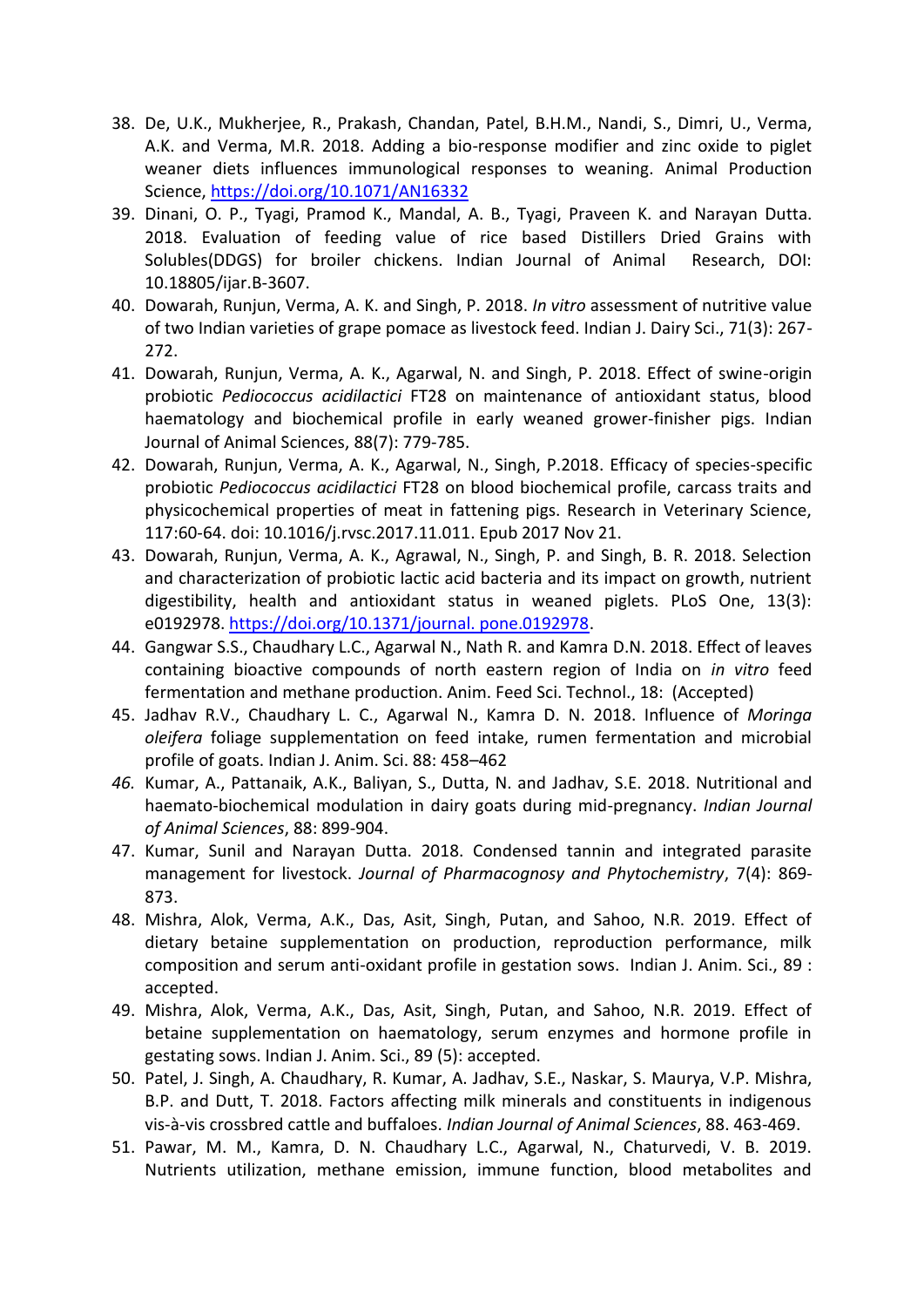38. De, U.K., Mukherjee, R., Prakash, Chandan, Patel, B.H.M., Nandi, S., Dimri, U., Verma, A.K. and Verma, M.R. 2018. Adding a bio-response modifier and zinc oxide to piglet weaner diets influences immunological responses to weaning. Animal Production Science, https://doi.org/10.1071/AN16332
39. Dinani, O. P., Tyagi, Pramod K., Mandal, A. B., Tyagi, Praveen K. and Narayan Dutta. 2018. Evaluation of feeding value of rice based Distillers Dried Grains with Solubles(DDGS) for broiler chickens. Indian Journal of Animal Research, DOI: 10.18805/ijar.B-3607.
40. Dowarah, Runjun, Verma, A. K. and Singh, P. 2018. *In vitro* assessment of nutritive value of two Indian varieties of grape pomace as livestock feed. Indian J. Dairy Sci., 71(3): 267-272.
41. Dowarah, Runjun, Verma, A. K., Agarwal, N. and Singh, P. 2018. Effect of swine-origin probiotic *Pediococcus acidilactici* FT28 on maintenance of antioxidant status, blood haematology and biochemical profile in early weaned grower-finisher pigs. Indian Journal of Animal Sciences, 88(7): 779-785.
42. Dowarah, Runjun, Verma, A. K., Agarwal, N., Singh, P.2018. Efficacy of species-specific probiotic *Pediococcus acidilactici* FT28 on blood biochemical profile, carcass traits and physicochemical properties of meat in fattening pigs. Research in Veterinary Science, 117:60-64. doi: 10.1016/j.rvsc.2017.11.011. Epub 2017 Nov 21.
43. Dowarah, Runjun, Verma, A. K., Agrawal, N., Singh, P. and Singh, B. R. 2018. Selection and characterization of probiotic lactic acid bacteria and its impact on growth, nutrient digestibility, health and antioxidant status in weaned piglets. PLoS One, 13(3): e0192978. https://doi.org/10.1371/journal. pone.0192978.
44. Gangwar S.S., Chaudhary L.C., Agarwal N., Nath R. and Kamra D.N. 2018. Effect of leaves containing bioactive compounds of north eastern region of India on *in vitro* feed fermentation and methane production. Anim. Feed Sci. Technol., 18: (Accepted)
45. Jadhav R.V., Chaudhary L. C., Agarwal N., Kamra D. N. 2018. Influence of *Moringa oleifera* foliage supplementation on feed intake, rumen fermentation and microbial profile of goats. Indian J. Anim. Sci. 88: 458–462
46. Kumar, A., Pattanaik, A.K., Baliyan, S., Dutta, N. and Jadhav, S.E. 2018. Nutritional and haemato-biochemical modulation in dairy goats during mid-pregnancy. *Indian Journal of Animal Sciences*, 88: 899-904.
47. Kumar, Sunil and Narayan Dutta. 2018. Condensed tannin and integrated parasite management for livestock. *Journal of Pharmacognosy and Phytochemistry*, 7(4): 869-873.
48. Mishra, Alok, Verma, A.K., Das, Asit, Singh, Putan, and Sahoo, N.R. 2019. Effect of dietary betaine supplementation on production, reproduction performance, milk composition and serum anti-oxidant profile in gestation sows. Indian J. Anim. Sci., 89 : accepted.
49. Mishra, Alok, Verma, A.K., Das, Asit, Singh, Putan, and Sahoo, N.R. 2019. Effect of betaine supplementation on haematology, serum enzymes and hormone profile in gestating sows. Indian J. Anim. Sci., 89 (5): accepted.
50. Patel, J. Singh, A. Chaudhary, R. Kumar, A. Jadhav, S.E., Naskar, S. Maurya, V.P. Mishra, B.P. and Dutt, T. 2018. Factors affecting milk minerals and constituents in indigenous vis-à-vis crossbred cattle and buffaloes. *Indian Journal of Animal Sciences*, 88. 463-469.
51. Pawar, M. M., Kamra, D. N. Chaudhary L.C., Agarwal, N., Chaturvedi, V. B. 2019. Nutrients utilization, methane emission, immune function, blood metabolites and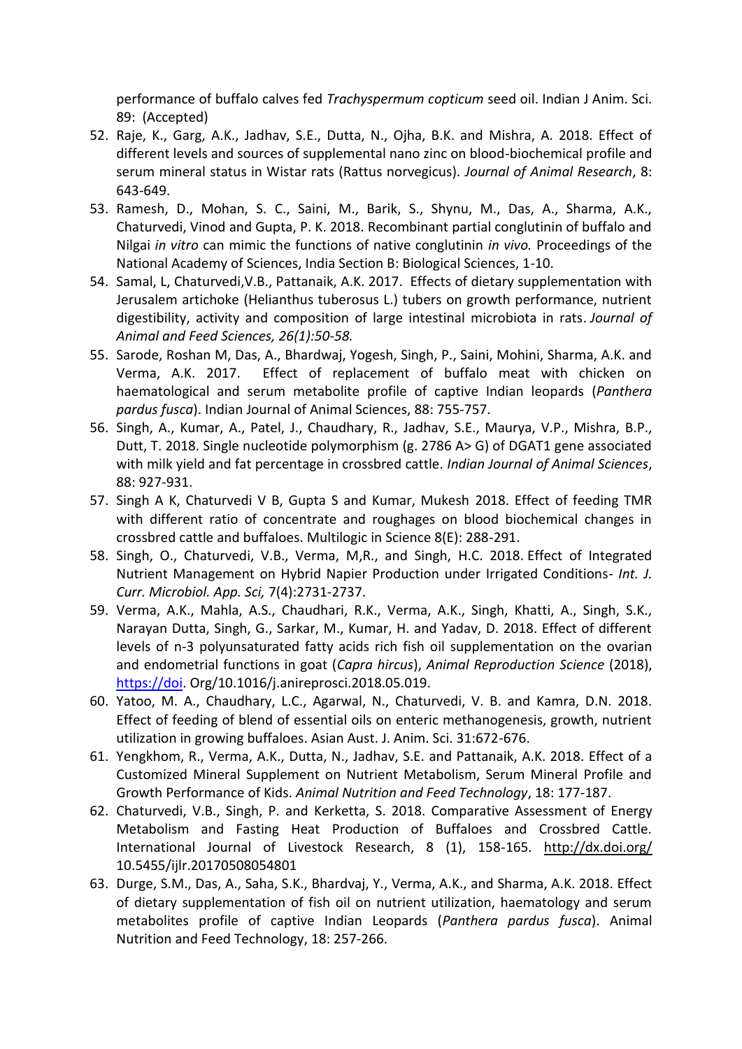performance of buffalo calves fed *Trachyspermum copticum* seed oil. Indian J Anim. Sci. 89: (Accepted)

52. Raje, K., Garg, A.K., Jadhav, S.E., Dutta, N., Ojha, B.K. and Mishra, A. 2018. Effect of different levels and sources of supplemental nano zinc on blood-biochemical profile and serum mineral status in Wistar rats (Rattus norvegicus). *Journal of Animal Research*, 8: 643-649.
53. Ramesh, D., Mohan, S. C., Saini, M., Barik, S., Shynu, M., Das, A., Sharma, A.K., Chaturvedi, Vinod and Gupta, P. K. 2018. Recombinant partial conglutinin of buffalo and Nilgai *in vitro* can mimic the functions of native conglutinin *in vivo.* Proceedings of the National Academy of Sciences, India Section B: Biological Sciences, 1-10.
54. Samal, L, Chaturvedi,V.B., Pattanaik, A.K. 2017. Effects of dietary supplementation with Jerusalem artichoke (Helianthus tuberosus L.) tubers on growth performance, nutrient digestibility, activity and composition of large intestinal microbiota in rats. *Journal of Animal and Feed Sciences, 26(1):50-58.*
55. Sarode, Roshan M, Das, A., Bhardwaj, Yogesh, Singh, P., Saini, Mohini, Sharma, A.K. and Verma, A.K. 2017. Effect of replacement of buffalo meat with chicken on haematological and serum metabolite profile of captive Indian leopards (*Panthera pardus fusca*). Indian Journal of Animal Sciences, 88: 755-757.
56. Singh, A., Kumar, A., Patel, J., Chaudhary, R., Jadhav, S.E., Maurya, V.P., Mishra, B.P., Dutt, T. 2018. Single nucleotide polymorphism (g. 2786 A> G) of DGAT1 gene associated with milk yield and fat percentage in crossbred cattle. *Indian Journal of Animal Sciences*, 88: 927-931.
57. Singh A K, Chaturvedi V B, Gupta S and Kumar, Mukesh 2018. Effect of feeding TMR with different ratio of concentrate and roughages on blood biochemical changes in crossbred cattle and buffaloes. Multilogic in Science 8(E): 288-291.
58. Singh, O., Chaturvedi, V.B., Verma, M,R., and Singh, H.C. 2018. Effect of Integrated Nutrient Management on Hybrid Napier Production under Irrigated Conditions- *Int. J. Curr. Microbiol. App. Sci,* 7(4):2731-2737.
59. Verma, A.K., Mahla, A.S., Chaudhari, R.K., Verma, A.K., Singh, Khatti, A., Singh, S.K., Narayan Dutta, Singh, G., Sarkar, M., Kumar, H. and Yadav, D. 2018. Effect of different levels of n-3 polyunsaturated fatty acids rich fish oil supplementation on the ovarian and endometrial functions in goat (*Capra hircus*), *Animal Reproduction Science* (2018), https://doi. Org/10.1016/j.anireprosci.2018.05.019.
60. Yatoo, M. A., Chaudhary, L.C., Agarwal, N., Chaturvedi, V. B. and Kamra, D.N. 2018. Effect of feeding of blend of essential oils on enteric methanogenesis, growth, nutrient utilization in growing buffaloes. Asian Aust. J. Anim. Sci. 31:672-676.
61. Yengkhom, R., Verma, A.K., Dutta, N., Jadhav, S.E. and Pattanaik, A.K. 2018. Effect of a Customized Mineral Supplement on Nutrient Metabolism, Serum Mineral Profile and Growth Performance of Kids. *Animal Nutrition and Feed Technology*, 18: 177-187.
62. Chaturvedi, V.B., Singh, P. and Kerketta, S. 2018. Comparative Assessment of Energy Metabolism and Fasting Heat Production of Buffaloes and Crossbred Cattle. International Journal of Livestock Research, 8 (1), 158-165. http://dx.doi.org/ 10.5455/ijlr.20170508054801
63. Durge, S.M., Das, A., Saha, S.K., Bhardvaj, Y., Verma, A.K., and Sharma, A.K. 2018. Effect of dietary supplementation of fish oil on nutrient utilization, haematology and serum metabolites profile of captive Indian Leopards (*Panthera pardus fusca*). Animal Nutrition and Feed Technology, 18: 257-266.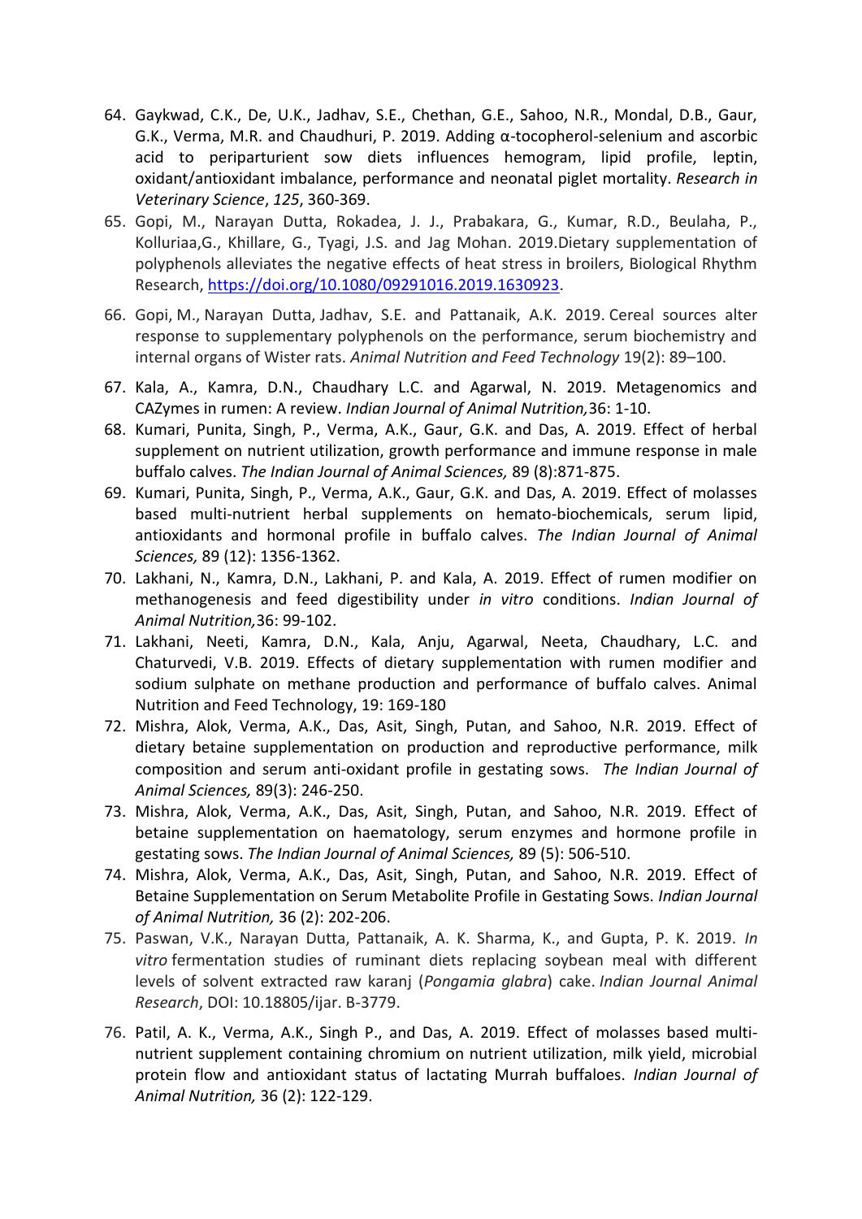64. Gaykwad, C.K., De, U.K., Jadhav, S.E., Chethan, G.E., Sahoo, N.R., Mondal, D.B., Gaur, G.K., Verma, M.R. and Chaudhuri, P. 2019. Adding α-tocopherol-selenium and ascorbic acid to periparturient sow diets influences hemogram, lipid profile, leptin, oxidant/antioxidant imbalance, performance and neonatal piglet mortality. *Research in Veterinary Science*, *125*, 360-369.
65. Gopi, M., Narayan Dutta, Rokadea, J. J., Prabakara, G., Kumar, R.D., Beulaha, P., Kolluriaa,G., Khillare, G., Tyagi, J.S. and Jag Mohan. 2019.Dietary supplementation of polyphenols alleviates the negative effects of heat stress in broilers, Biological Rhythm Research, https://doi.org/10.1080/09291016.2019.1630923.
66. Gopi, M., Narayan Dutta, Jadhav, S.E. and Pattanaik, A.K. 2019. Cereal sources alter response to supplementary polyphenols on the performance, serum biochemistry and internal organs of Wister rats. *Animal Nutrition and Feed Technology* 19(2): 89–100.
67. Kala, A., Kamra, D.N., Chaudhary L.C. and Agarwal, N. 2019. Metagenomics and CAZymes in rumen: A review. *Indian Journal of Animal Nutrition,*36: 1-10.
68. Kumari, Punita, Singh, P., Verma, A.K., Gaur, G.K. and Das, A. 2019. Effect of herbal supplement on nutrient utilization, growth performance and immune response in male buffalo calves. *The Indian Journal of Animal Sciences,* 89 (8):871-875.
69. Kumari, Punita, Singh, P., Verma, A.K., Gaur, G.K. and Das, A. 2019. Effect of molasses based multi-nutrient herbal supplements on hemato-biochemicals, serum lipid, antioxidants and hormonal profile in buffalo calves. *The Indian Journal of Animal Sciences,* 89 (12): 1356-1362.
70. Lakhani, N., Kamra, D.N., Lakhani, P. and Kala, A. 2019. Effect of rumen modifier on methanogenesis and feed digestibility under *in vitro* conditions. *Indian Journal of Animal Nutrition,*36: 99-102.
71. Lakhani, Neeti, Kamra, D.N., Kala, Anju, Agarwal, Neeta, Chaudhary, L.C. and Chaturvedi, V.B. 2019. Effects of dietary supplementation with rumen modifier and sodium sulphate on methane production and performance of buffalo calves. Animal Nutrition and Feed Technology, 19: 169-180
72. Mishra, Alok, Verma, A.K., Das, Asit, Singh, Putan, and Sahoo, N.R. 2019. Effect of dietary betaine supplementation on production and reproductive performance, milk composition and serum anti-oxidant profile in gestating sows. *The Indian Journal of Animal Sciences,* 89(3): 246-250.
73. Mishra, Alok, Verma, A.K., Das, Asit, Singh, Putan, and Sahoo, N.R. 2019. Effect of betaine supplementation on haematology, serum enzymes and hormone profile in gestating sows. *The Indian Journal of Animal Sciences,* 89 (5): 506-510.
74. Mishra, Alok, Verma, A.K., Das, Asit, Singh, Putan, and Sahoo, N.R. 2019. Effect of Betaine Supplementation on Serum Metabolite Profile in Gestating Sows. *Indian Journal of Animal Nutrition,* 36 (2): 202-206.
75. Paswan, V.K., Narayan Dutta, Pattanaik, A. K. Sharma, K., and Gupta, P. K. 2019. *In vitro* fermentation studies of ruminant diets replacing soybean meal with different levels of solvent extracted raw karanj (*Pongamia glabra*) cake. *Indian Journal Animal Research*, DOI: 10.18805/ijar. B-3779.
76. Patil, A. K., Verma, A.K., Singh P., and Das, A. 2019. Effect of molasses based multi-nutrient supplement containing chromium on nutrient utilization, milk yield, microbial protein flow and antioxidant status of lactating Murrah buffaloes. *Indian Journal of Animal Nutrition,* 36 (2): 122-129.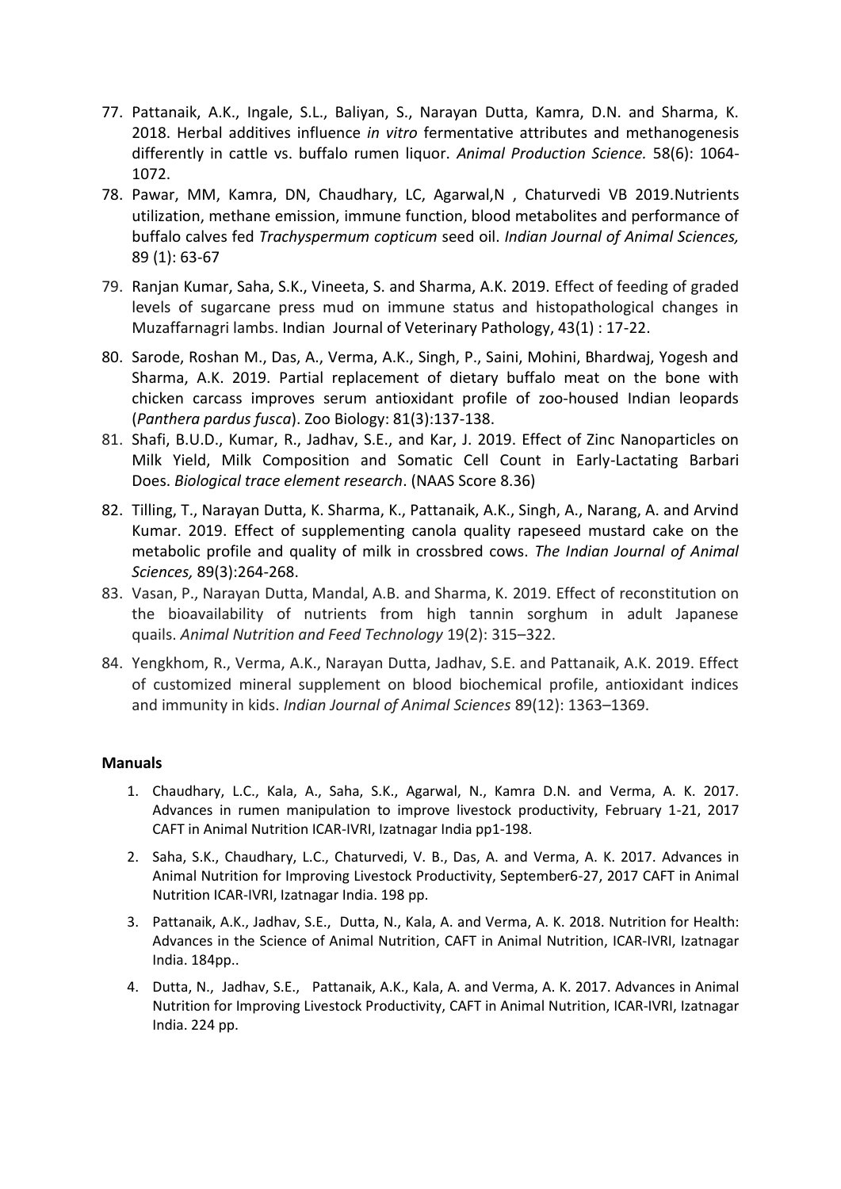77. Pattanaik, A.K., Ingale, S.L., Baliyan, S., Narayan Dutta, Kamra, D.N. and Sharma, K. 2018. Herbal additives influence *in vitro* fermentative attributes and methanogenesis differently in cattle vs. buffalo rumen liquor. *Animal Production Science.* 58(6): 1064-1072.
78. Pawar, MM, Kamra, DN, Chaudhary, LC, Agarwal,N , Chaturvedi VB 2019.Nutrients utilization, methane emission, immune function, blood metabolites and performance of buffalo calves fed *Trachyspermum copticum* seed oil. *Indian Journal of Animal Sciences,* 89 (1): 63-67
79. Ranjan Kumar, Saha, S.K., Vineeta, S. and Sharma, A.K. 2019. Effect of feeding of graded levels of sugarcane press mud on immune status and histopathological changes in Muzaffarnagri lambs. Indian Journal of Veterinary Pathology, 43(1) : 17-22.
80. Sarode, Roshan M., Das, A., Verma, A.K., Singh, P., Saini, Mohini, Bhardwaj, Yogesh and Sharma, A.K. 2019. Partial replacement of dietary buffalo meat on the bone with chicken carcass improves serum antioxidant profile of zoo-housed Indian leopards (*Panthera pardus fusca*). Zoo Biology: 81(3):137-138.
81. Shafi, B.U.D., Kumar, R., Jadhav, S.E., and Kar, J. 2019. Effect of Zinc Nanoparticles on Milk Yield, Milk Composition and Somatic Cell Count in Early-Lactating Barbari Does. *Biological trace element research*. (NAAS Score 8.36)
82. Tilling, T., Narayan Dutta, K. Sharma, K., Pattanaik, A.K., Singh, A., Narang, A. and Arvind Kumar. 2019. Effect of supplementing canola quality rapeseed mustard cake on the metabolic profile and quality of milk in crossbred cows. *The Indian Journal of Animal Sciences,* 89(3):264-268.
83. Vasan, P., Narayan Dutta, Mandal, A.B. and Sharma, K. 2019. Effect of reconstitution on the bioavailability of nutrients from high tannin sorghum in adult Japanese quails. *Animal Nutrition and Feed Technology* 19(2): 315–322.
84. Yengkhom, R., Verma, A.K., Narayan Dutta, Jadhav, S.E. and Pattanaik, A.K. 2019. Effect of customized mineral supplement on blood biochemical profile, antioxidant indices and immunity in kids. *Indian Journal of Animal Sciences* 89(12): 1363–1369.

**Manuals**

1. Chaudhary, L.C., Kala, A., Saha, S.K., Agarwal, N., Kamra D.N. and Verma, A. K. 2017. Advances in rumen manipulation to improve livestock productivity, February 1-21, 2017 CAFT in Animal Nutrition ICAR-IVRI, Izatnagar India pp1-198.
2. Saha, S.K., Chaudhary, L.C., Chaturvedi, V. B., Das, A. and Verma, A. K. 2017. Advances in Animal Nutrition for Improving Livestock Productivity, September6-27, 2017 CAFT in Animal Nutrition ICAR-IVRI, Izatnagar India. 198 pp.
3. Pattanaik, A.K., Jadhav, S.E., Dutta, N., Kala, A. and Verma, A. K. 2018. Nutrition for Health: Advances in the Science of Animal Nutrition, CAFT in Animal Nutrition, ICAR-IVRI, Izatnagar India. 184pp..
4. Dutta, N., Jadhav, S.E., Pattanaik, A.K., Kala, A. and Verma, A. K. 2017. Advances in Animal Nutrition for Improving Livestock Productivity, CAFT in Animal Nutrition, ICAR-IVRI, Izatnagar India. 224 pp.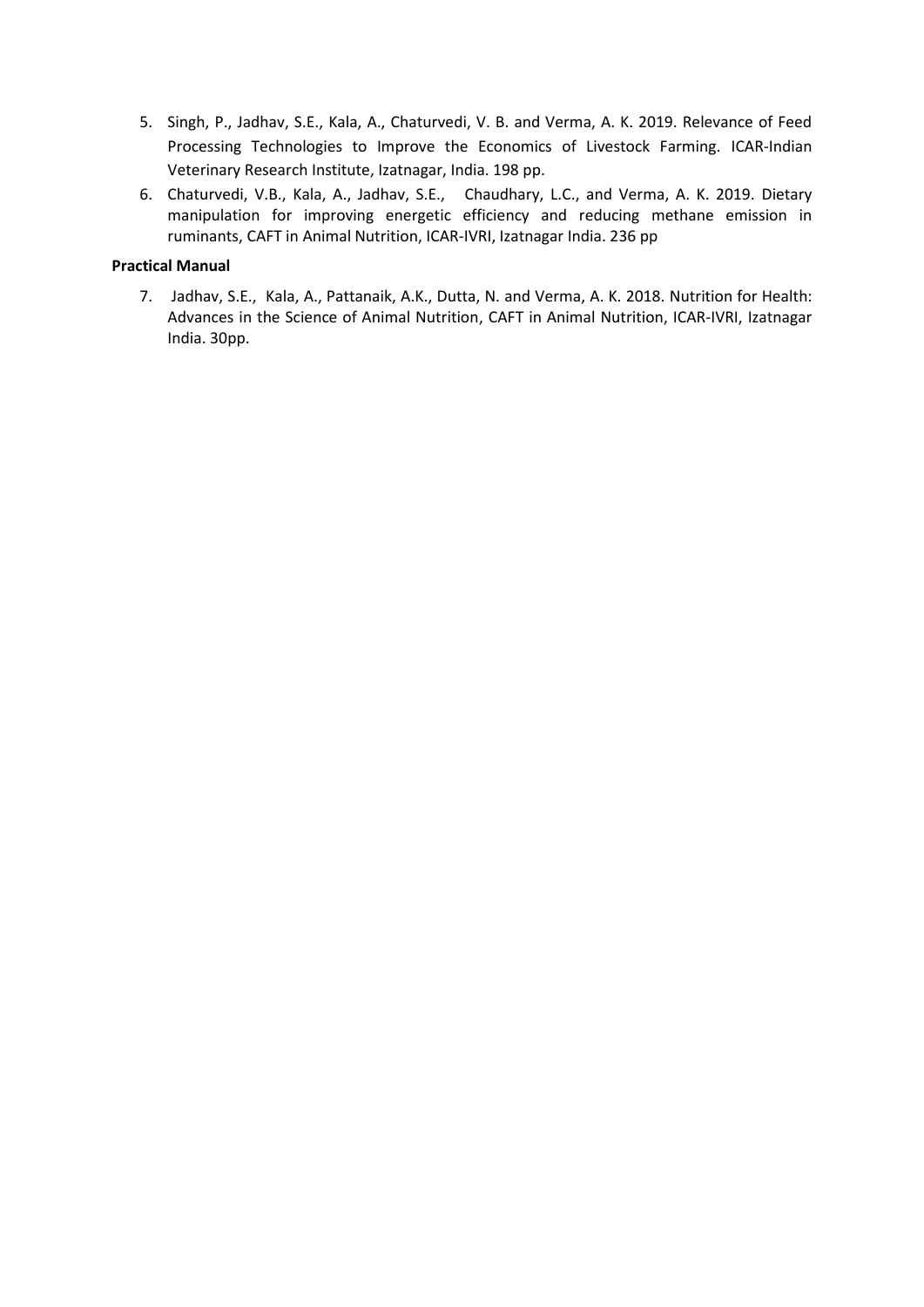5. Singh, P., Jadhav, S.E., Kala, A., Chaturvedi, V. B. and Verma, A. K. 2019. Relevance of Feed Processing Technologies to Improve the Economics of Livestock Farming. ICAR-Indian Veterinary Research Institute, Izatnagar, India. 198 pp.
6. Chaturvedi, V.B., Kala, A., Jadhav, S.E., Chaudhary, L.C., and Verma, A. K. 2019. Dietary manipulation for improving energetic efficiency and reducing methane emission in ruminants, CAFT in Animal Nutrition, ICAR-IVRI, Izatnagar India. 236 pp

**Practical Manual**

7. Jadhav, S.E., Kala, A., Pattanaik, A.K., Dutta, N. and Verma, A. K. 2018. Nutrition for Health: Advances in the Science of Animal Nutrition, CAFT in Animal Nutrition, ICAR-IVRI, Izatnagar India. 30pp.